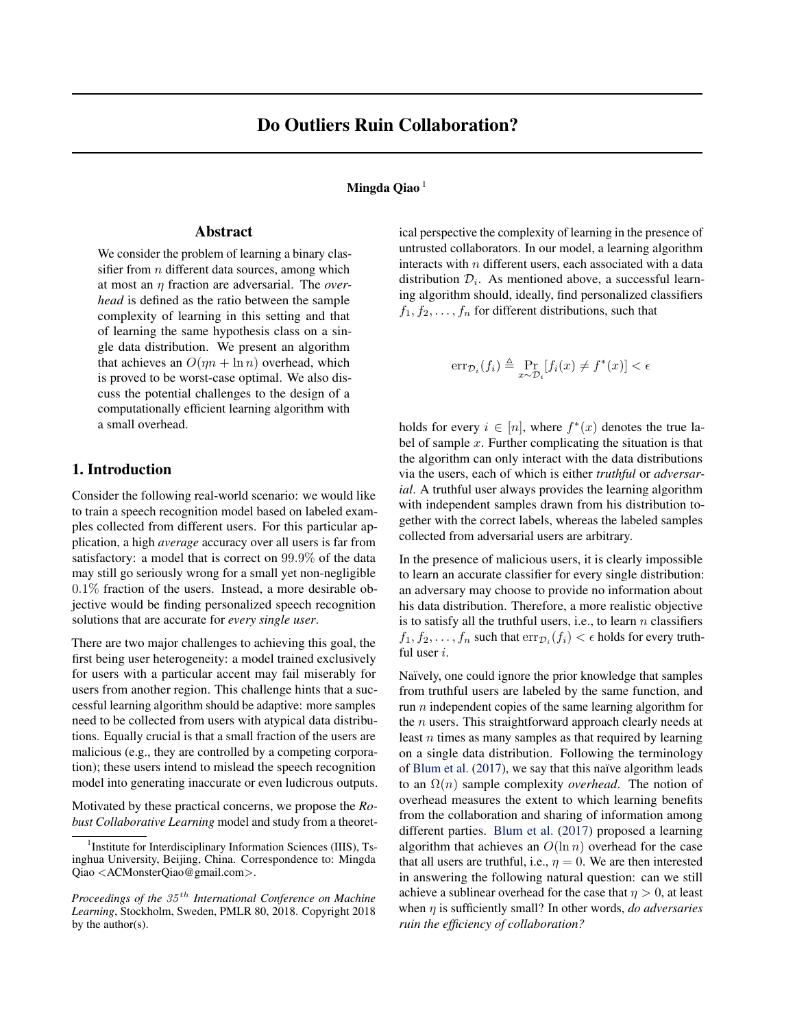# Do Outliers Ruin Collaboration?

**Mingda Qiao** [1]

## Abstract

We consider the problem of learning a binary classifier from $n$ different data sources, among which at most an $\eta$ fraction are adversarial. The *overhead* is defined as the ratio between the sample complexity of learning in this setting and that of learning the same hypothesis class on a single data distribution. We present an algorithm that achieves an $O(\eta n + \ln n)$ overhead, which is proved to be worst-case optimal. We also discuss the potential challenges to the design of a computationally efficient learning algorithm with a small overhead.

## 1. Introduction

Consider the following real-world scenario: we would like to train a speech recognition model based on labeled examples collected from different users. For this particular application, a high *average* accuracy over all users is far from satisfactory: a model that is correct on $99.9\%$ of the data may still go seriously wrong for a small yet non-negligible $0.1\%$ fraction of the users. Instead, a more desirable objective would be finding personalized speech recognition solutions that are accurate for *every single user*.

There are two major challenges to achieving this goal, the first being user heterogeneity: a model trained exclusively for users with a particular accent may fail miserably for users from another region. This challenge hints that a successful learning algorithm should be adaptive: more samples need to be collected from users with atypical data distributions. Equally crucial is that a small fraction of the users are malicious (e.g., they are controlled by a competing corporation); these users intend to mislead the speech recognition model into generating inaccurate or even ludicrous outputs.

Motivated by these practical concerns, we propose the *Robust Collaborative Learning* model and study from a theoretical perspective the complexity of learning in the presence of untrusted collaborators. In our model, a learning algorithm interacts with $n$ different users, each associated with a data distribution $\mathcal{D}_i$. As mentioned above, a successful learning algorithm should, ideally, find personalized classifiers $f_1, f_2, \ldots, f_n$ for different distributions, such that

$$\operatorname{err}_{\mathcal{D}_i}(f_i) \triangleq \Pr_{x \sim \mathcal{D}_i}[f_i(x) \neq f^*(x)] < \epsilon$$

holds for every $i \in [n]$, where $f^*(x)$ denotes the true label of sample $x$. Further complicating the situation is that the algorithm can only interact with the data distributions via the users, each of which is either *truthful* or *adversarial*. A truthful user always provides the learning algorithm with independent samples drawn from his distribution together with the correct labels, whereas the labeled samples collected from adversarial users are arbitrary.

In the presence of malicious users, it is clearly impossible to learn an accurate classifier for every single distribution: an adversary may choose to provide no information about his data distribution. Therefore, a more realistic objective is to satisfy all the truthful users, i.e., to learn $n$ classifiers $f_1, f_2, \ldots, f_n$ such that $\operatorname{err}_{\mathcal{D}_i}(f_i) < \epsilon$ holds for every truthful user $i$.

Naïvely, one could ignore the prior knowledge that samples from truthful users are labeled by the same function, and run $n$ independent copies of the same learning algorithm for the $n$ users. This straightforward approach clearly needs at least $n$ times as many samples as that required by learning on a single data distribution. Following the terminology of Blum et al. (2017), we say that this naïve algorithm leads to an $\Omega(n)$ sample complexity *overhead*. The notion of overhead measures the extent to which learning benefits from the collaboration and sharing of information among different parties. Blum et al. (2017) proposed a learning algorithm that achieves an $O(\ln n)$ overhead for the case that all users are truthful, i.e., $\eta = 0$. We are then interested in answering the following natural question: can we still achieve a sublinear overhead for the case that $\eta > 0$, at least when $\eta$ is sufficiently small? In other words, *do adversaries ruin the efficiency of collaboration?*

[1] Institute for Interdisciplinary Information Sciences (IIIS), Tsinghua University, Beijing, China. Correspondence to: Mingda Qiao <ACMonsterQiao@gmail.com>.

*Proceedings of the 35th International Conference on Machine Learning*, Stockholm, Sweden, PMLR 80, 2018. Copyright 2018 by the author(s).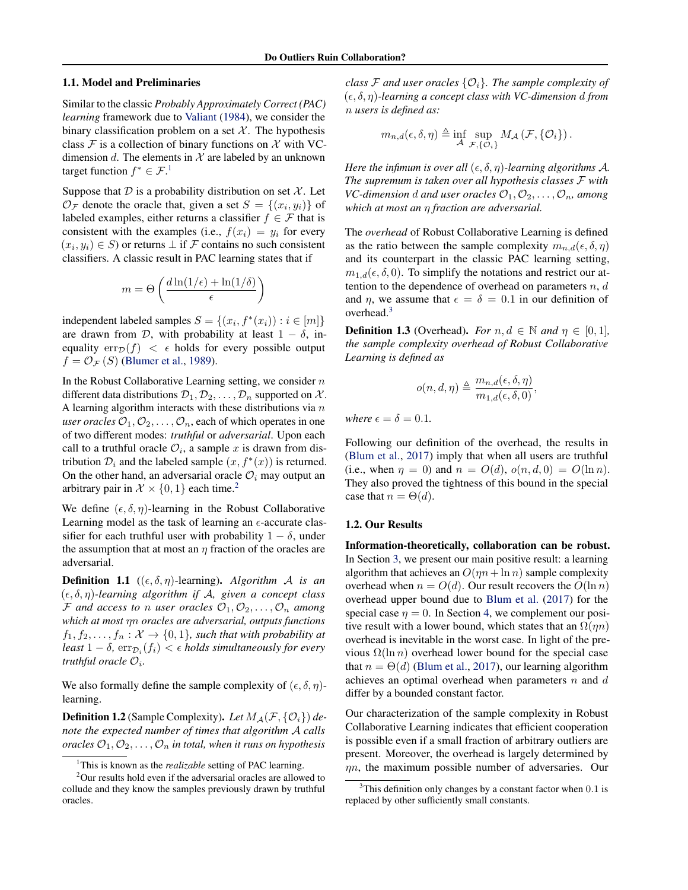### 1.1. Model and Preliminaries

Similar to the classic *Probably Approximately Correct (PAC) learning* framework due to Valiant (1984), we consider the binary classification problem on a set $\mathcal{X}$. The hypothesis class $\mathcal{F}$ is a collection of binary functions on $\mathcal{X}$ with VC-dimension $d$. The elements in $\mathcal{X}$ are labeled by an unknown target function $f^* \in \mathcal{F}$.[1]

Suppose that $\mathcal{D}$ is a probability distribution on set $\mathcal{X}$. Let $\mathcal{O}_\mathcal{F}$ denote the oracle that, given a set $S = \{(x_i, y_i)\}$ of labeled examples, either returns a classifier $f \in \mathcal{F}$ that is consistent with the examples (i.e., $f(x_i) = y_i$ for every $(x_i, y_i) \in S$) or returns $\perp$ if $\mathcal{F}$ contains no such consistent classifiers. A classic result in PAC learning states that if

$$m = \Theta\left(\frac{d\ln(1/\epsilon) + \ln(1/\delta)}{\epsilon}\right)$$

independent labeled samples $S = \{(x_i, f^*(x_i)) : i \in [m]\}$ are drawn from $\mathcal{D}$, with probability at least $1 - \delta$, inequality $\mathrm{err}_\mathcal{D}(f) < \epsilon$ holds for every possible output $f = \mathcal{O}_\mathcal{F}(S)$ (Blumer et al., 1989).

In the Robust Collaborative Learning setting, we consider $n$ different data distributions $\mathcal{D}_1, \mathcal{D}_2, \ldots, \mathcal{D}_n$ supported on $\mathcal{X}$. A learning algorithm interacts with these distributions via $n$ *user oracles* $\mathcal{O}_1, \mathcal{O}_2, \ldots, \mathcal{O}_n$, each of which operates in one of two different modes: *truthful* or *adversarial*. Upon each call to a truthful oracle $\mathcal{O}_i$, a sample $x$ is drawn from distribution $\mathcal{D}_i$ and the labeled sample $(x, f^*(x))$ is returned. On the other hand, an adversarial oracle $\mathcal{O}_i$ may output an arbitrary pair in $\mathcal{X} \times \{0, 1\}$ each time.[2]

We define $(\epsilon, \delta, \eta)$-learning in the Robust Collaborative Learning model as the task of learning an $\epsilon$-accurate classifier for each truthful user with probability $1 - \delta$, under the assumption that at most an $\eta$ fraction of the oracles are adversarial.

**Definition 1.1** ($(\epsilon, \delta, \eta)$-learning)**.** *Algorithm $\mathcal{A}$ is an $(\epsilon, \delta, \eta)$-learning algorithm if $\mathcal{A}$, given a concept class $\mathcal{F}$ and access to $n$ user oracles $\mathcal{O}_1, \mathcal{O}_2, \ldots, \mathcal{O}_n$ among which at most $\eta n$ oracles are adversarial, outputs functions $f_1, f_2, \ldots, f_n : \mathcal{X} \to \{0, 1\}$, such that with probability at least $1 - \delta$, $\mathrm{err}_{\mathcal{D}_i}(f_i) < \epsilon$ holds simultaneously for every truthful oracle $\mathcal{O}_i$.*

We also formally define the sample complexity of $(\epsilon, \delta, \eta)$-learning.

**Definition 1.2** (Sample Complexity)**.** *Let $M_\mathcal{A}(\mathcal{F}, \{\mathcal{O}_i\})$ denote the expected number of times that algorithm $\mathcal{A}$ calls oracles $\mathcal{O}_1, \mathcal{O}_2, \ldots, \mathcal{O}_n$ in total, when it runs on hypothesis class $\mathcal{F}$ and user oracles $\{\mathcal{O}_i\}$. The sample complexity of $(\epsilon, \delta, \eta)$-learning a concept class with VC-dimension $d$ from $n$ users is defined as:*

$$m_{n,d}(\epsilon, \delta, \eta) \triangleq \inf_{\mathcal{A}} \sup_{\mathcal{F}, \{\mathcal{O}_i\}} M_\mathcal{A}(\mathcal{F}, \{\mathcal{O}_i\}).$$

*Here the infimum is over all $(\epsilon, \delta, \eta)$-learning algorithms $\mathcal{A}$. The supremum is taken over all hypothesis classes $\mathcal{F}$ with VC-dimension $d$ and user oracles $\mathcal{O}_1, \mathcal{O}_2, \ldots, \mathcal{O}_n$, among which at most an $\eta$ fraction are adversarial.*

The *overhead* of Robust Collaborative Learning is defined as the ratio between the sample complexity $m_{n,d}(\epsilon, \delta, \eta)$ and its counterpart in the classic PAC learning setting, $m_{1,d}(\epsilon, \delta, 0)$. To simplify the notations and restrict our attention to the dependence of overhead on parameters $n$, $d$ and $\eta$, we assume that $\epsilon = \delta = 0.1$ in our definition of overhead.[3]

**Definition 1.3** (Overhead)**.** *For $n, d \in \mathbb{N}$ and $\eta \in [0, 1]$, the sample complexity overhead of Robust Collaborative Learning is defined as*

$$o(n, d, \eta) \triangleq \frac{m_{n,d}(\epsilon, \delta, \eta)}{m_{1,d}(\epsilon, \delta, 0)},$$

*where $\epsilon = \delta = 0.1$.*

Following our definition of the overhead, the results in (Blum et al., 2017) imply that when all users are truthful (i.e., when $\eta = 0$) and $n = O(d)$, $o(n, d, 0) = O(\ln n)$. They also proved the tightness of this bound in the special case that $n = \Theta(d)$.

### 1.2. Our Results

**Information-theoretically, collaboration can be robust.** In Section 3, we present our main positive result: a learning algorithm that achieves an $O(\eta n + \ln n)$ sample complexity overhead when $n = O(d)$. Our result recovers the $O(\ln n)$ overhead upper bound due to Blum et al. (2017) for the special case $\eta = 0$. In Section 4, we complement our positive result with a lower bound, which states that an $\Omega(\eta n)$ overhead is inevitable in the worst case. In light of the previous $\Omega(\ln n)$ overhead lower bound for the special case that $n = \Theta(d)$ (Blum et al., 2017), our learning algorithm achieves an optimal overhead when parameters $n$ and $d$ differ by a bounded constant factor.

Our characterization of the sample complexity in Robust Collaborative Learning indicates that efficient cooperation is possible even if a small fraction of arbitrary outliers are present. Moreover, the overhead is largely determined by $\eta n$, the maximum possible number of adversaries. Our

---

[1] This is known as the *realizable* setting of PAC learning.

[2] Our results hold even if the adversarial oracles are allowed to collude and they know the samples previously drawn by truthful oracles.

[3] This definition only changes by a constant factor when 0.1 is replaced by other sufficiently small constants.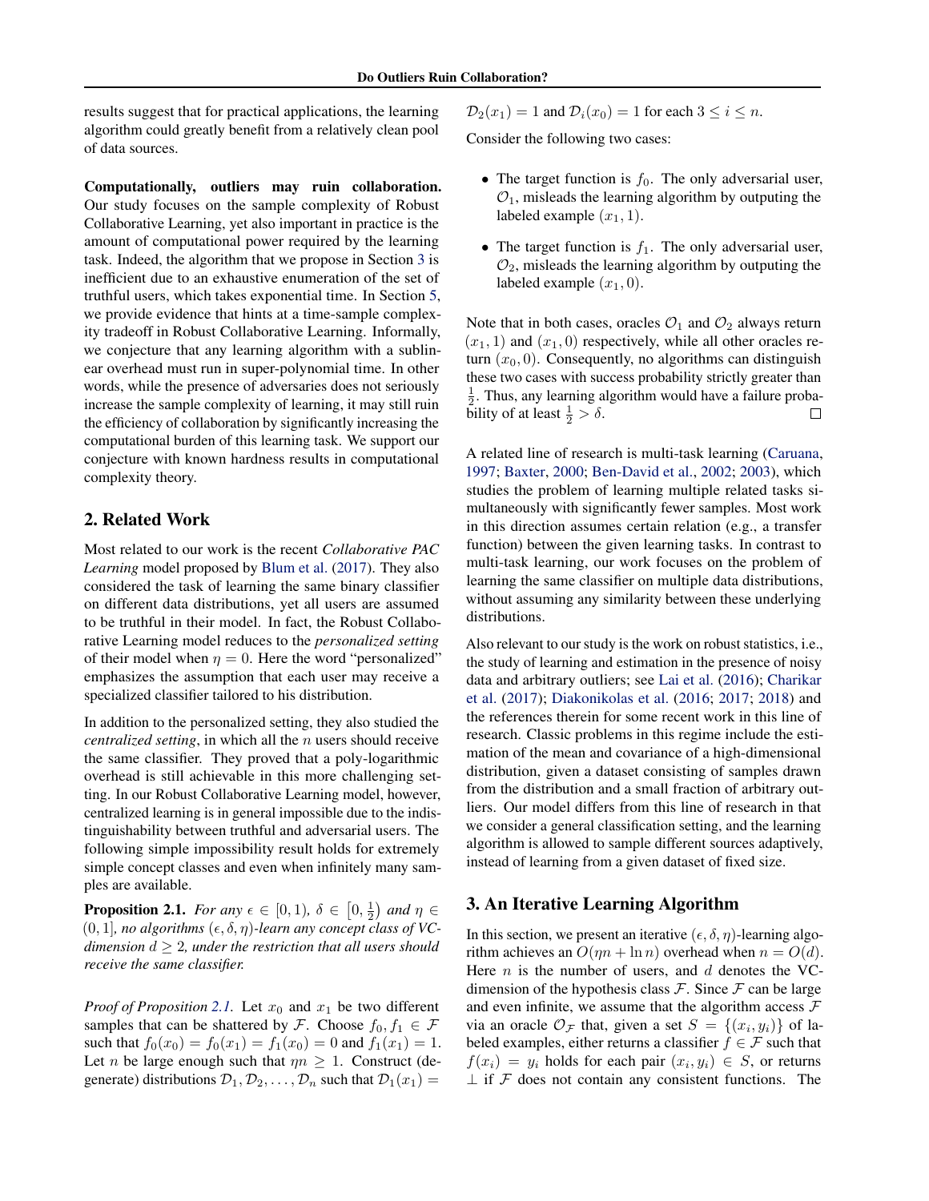results suggest that for practical applications, the learning algorithm could greatly benefit from a relatively clean pool of data sources.

**Computationally, outliers may ruin collaboration.** Our study focuses on the sample complexity of Robust Collaborative Learning, yet also important in practice is the amount of computational power required by the learning task. Indeed, the algorithm that we propose in Section 3 is inefficient due to an exhaustive enumeration of the set of truthful users, which takes exponential time. In Section 5, we provide evidence that hints at a time-sample complexity tradeoff in Robust Collaborative Learning. Informally, we conjecture that any learning algorithm with a sublinear overhead must run in super-polynomial time. In other words, while the presence of adversaries does not seriously increase the sample complexity of learning, it may still ruin the efficiency of collaboration by significantly increasing the computational burden of this learning task. We support our conjecture with known hardness results in computational complexity theory.

## 2. Related Work

Most related to our work is the recent *Collaborative PAC Learning* model proposed by Blum et al. (2017). They also considered the task of learning the same binary classifier on different data distributions, yet all users are assumed to be truthful in their model. In fact, the Robust Collaborative Learning model reduces to the *personalized setting* of their model when $\eta = 0$. Here the word "personalized" emphasizes the assumption that each user may receive a specialized classifier tailored to his distribution.

In addition to the personalized setting, they also studied the *centralized setting*, in which all the $n$ users should receive the same classifier. They proved that a poly-logarithmic overhead is still achievable in this more challenging setting. In our Robust Collaborative Learning model, however, centralized learning is in general impossible due to the indistinguishability between truthful and adversarial users. The following simple impossibility result holds for extremely simple concept classes and even when infinitely many samples are available.

**Proposition 2.1.** *For any $\epsilon \in [0, 1)$, $\delta \in \left[0, \frac{1}{2}\right)$ and $\eta \in (0, 1]$, no algorithms $(\epsilon, \delta, \eta)$-learn any concept class of VC-dimension $d \geq 2$, under the restriction that all users should receive the same classifier.*

*Proof of Proposition 2.1.* Let $x_0$ and $x_1$ be two different samples that can be shattered by $\mathcal{F}$. Choose $f_0, f_1 \in \mathcal{F}$ such that $f_0(x_0) = f_0(x_1) = f_1(x_0) = 0$ and $f_1(x_1) = 1$. Let $n$ be large enough such that $\eta n \geq 1$. Construct (degenerate) distributions $\mathcal{D}_1, \mathcal{D}_2, \ldots, \mathcal{D}_n$ such that $\mathcal{D}_1(x_1) = \mathcal{D}_2(x_1) = 1$ and $\mathcal{D}_i(x_0) = 1$ for each $3 \leq i \leq n$.

Consider the following two cases:

- The target function is $f_0$. The only adversarial user, $\mathcal{O}_1$, misleads the learning algorithm by outputing the labeled example $(x_1, 1)$.
- The target function is $f_1$. The only adversarial user, $\mathcal{O}_2$, misleads the learning algorithm by outputing the labeled example $(x_1, 0)$.

Note that in both cases, oracles $\mathcal{O}_1$ and $\mathcal{O}_2$ always return $(x_1, 1)$ and $(x_1, 0)$ respectively, while all other oracles return $(x_0, 0)$. Consequently, no algorithms can distinguish these two cases with success probability strictly greater than $\frac{1}{2}$. Thus, any learning algorithm would have a failure probability of at least $\frac{1}{2} > \delta$. □

A related line of research is multi-task learning (Caruana, 1997; Baxter, 2000; Ben-David et al., 2002; 2003), which studies the problem of learning multiple related tasks simultaneously with significantly fewer samples. Most work in this direction assumes certain relation (e.g., a transfer function) between the given learning tasks. In contrast to multi-task learning, our work focuses on the problem of learning the same classifier on multiple data distributions, without assuming any similarity between these underlying distributions.

Also relevant to our study is the work on robust statistics, i.e., the study of learning and estimation in the presence of noisy data and arbitrary outliers; see Lai et al. (2016); Charikar et al. (2017); Diakonikolas et al. (2016; 2017; 2018) and the references therein for some recent work in this line of research. Classic problems in this regime include the estimation of the mean and covariance of a high-dimensional distribution, given a dataset consisting of samples drawn from the distribution and a small fraction of arbitrary outliers. Our model differs from this line of research in that we consider a general classification setting, and the learning algorithm is allowed to sample different sources adaptively, instead of learning from a given dataset of fixed size.

## 3. An Iterative Learning Algorithm

In this section, we present an iterative $(\epsilon, \delta, \eta)$-learning algorithm achieves an $O(\eta n + \ln n)$ overhead when $n = O(d)$. Here $n$ is the number of users, and $d$ denotes the VC-dimension of the hypothesis class $\mathcal{F}$. Since $\mathcal{F}$ can be large and even infinite, we assume that the algorithm access $\mathcal{F}$ via an oracle $\mathcal{O}_{\mathcal{F}}$ that, given a set $S = \{(x_i, y_i)\}$ of labeled examples, either returns a classifier $f \in \mathcal{F}$ such that $f(x_i) = y_i$ holds for each pair $(x_i, y_i) \in S$, or returns $\perp$ if $\mathcal{F}$ does not contain any consistent functions. The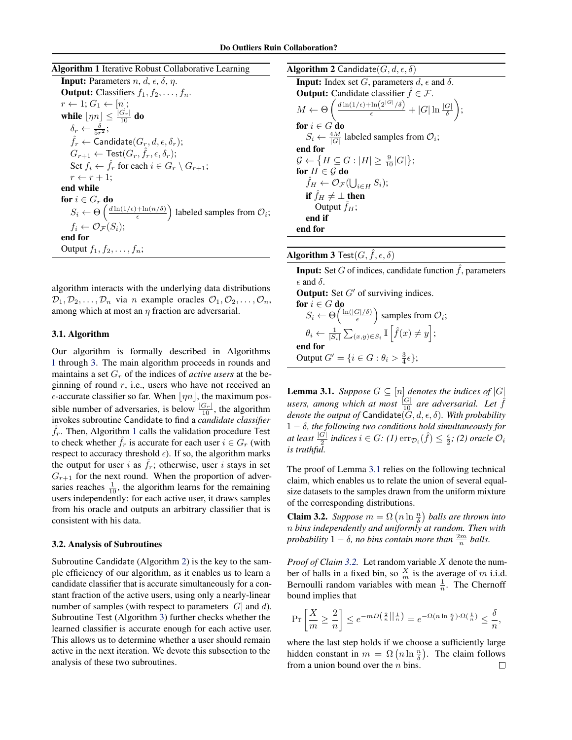**Algorithm 1** Iterative Robust Collaborative Learning

**Input:** Parameters $n$, $d$, $\epsilon$, $\delta$, $\eta$.
**Output:** Classifiers $f_1, f_2, \ldots, f_n$.
$r \leftarrow 1$; $G_1 \leftarrow [n]$;
**while** $\lfloor \eta n \rfloor \le \frac{|G_r|}{10}$ **do**
  $\delta_r \leftarrow \frac{\delta}{5r^2}$;
  $\hat{f}_r \leftarrow \mathsf{Candidate}(G_r, d, \epsilon, \delta_r)$;
  $G_{r+1} \leftarrow \mathsf{Test}(G_r, \hat{f}_r, \epsilon, \delta_r)$;
  Set $f_i \leftarrow \hat{f}_r$ for each $i \in G_r \setminus G_{r+1}$;
  $r \leftarrow r + 1$;
**end while**
**for** $i \in G_r$ **do**
  $S_i \leftarrow \Theta\left(\frac{d\ln(1/\epsilon)+\ln(n/\delta)}{\epsilon}\right)$ labeled samples from $\mathcal{O}_i$;
  $f_i \leftarrow \mathcal{O}_{\mathcal{F}}(S_i)$;
**end for**
Output $f_1, f_2, \ldots, f_n$;

**Algorithm 2** $\mathsf{Candidate}(G, d, \epsilon, \delta)$

**Input:** Index set $G$, parameters $d$, $\epsilon$ and $\delta$.
**Output:** Candidate classifier $\hat{f} \in \mathcal{F}$.
$M \leftarrow \Theta\left(\frac{d\ln(1/\epsilon)+\ln\left(2^{|G|}/\delta\right)}{\epsilon} + |G|\ln\frac{|G|}{\delta}\right)$;
**for** $i \in G$ **do**
  $S_i \leftarrow \frac{4M}{|G|}$ labeled samples from $\mathcal{O}_i$;
**end for**
$\mathcal{G} \leftarrow \left\{H \subseteq G : |H| \ge \frac{9}{10}|G|\right\}$;
**for** $H \in \mathcal{G}$ **do**
  $\hat{f}_H \leftarrow \mathcal{O}_{\mathcal{F}}(\bigcup_{i\in H} S_i)$;
  **if** $\hat{f}_H \ne \perp$ **then**
    Output $\hat{f}_H$;
  **end if**
**end for**

**Algorithm 3** $\mathsf{Test}(G, \hat{f}, \epsilon, \delta)$

**Input:** Set $G$ of indices, candidate function $\hat{f}$, parameters $\epsilon$ and $\delta$.
**Output:** Set $G'$ of surviving indices.
**for** $i \in G$ **do**
  $S_i \leftarrow \Theta\left(\frac{\ln(|G|/\delta)}{\epsilon}\right)$ samples from $\mathcal{O}_i$;
  $\theta_i \leftarrow \frac{1}{|S_i|}\sum_{(x,y)\in S_i} \mathbb{I}\left[\hat{f}(x) \ne y\right]$;
**end for**
Output $G' = \{i \in G : \theta_i > \frac{3}{4}\epsilon\}$;

algorithm interacts with the underlying data distributions $\mathcal{D}_1, \mathcal{D}_2, \ldots, \mathcal{D}_n$ via $n$ example oracles $\mathcal{O}_1, \mathcal{O}_2, \ldots, \mathcal{O}_n$, among which at most an $\eta$ fraction are adversarial.

### 3.1. Algorithm

Our algorithm is formally described in Algorithms 1 through 3. The main algorithm proceeds in rounds and maintains a set $G_r$ of the indices of *active users* at the beginning of round $r$, i.e., users who have not received an $\epsilon$-accurate classifier so far. When $\lfloor \eta n \rfloor$, the maximum possible number of adversaries, is below $\frac{|G_r|}{10}$, the algorithm invokes subroutine Candidate to find a *candidate classifier* $\hat{f}_r$. Then, Algorithm 1 calls the validation procedure Test to check whether $\hat{f}_r$ is accurate for each user $i \in G_r$ (with respect to accuracy threshold $\epsilon$). If so, the algorithm marks the output for user $i$ as $\hat{f}_r$; otherwise, user $i$ stays in set $G_{r+1}$ for the next round. When the proportion of adversaries reaches $\frac{1}{10}$, the algorithm learns for the remaining users independently: for each active user, it draws samples from his oracle and outputs an arbitrary classifier that is consistent with his data.

### 3.2. Analysis of Subroutines

Subroutine Candidate (Algorithm 2) is the key to the sample efficiency of our algorithm, as it enables us to learn a candidate classifier that is accurate simultaneously for a constant fraction of the active users, using only a nearly-linear number of samples (with respect to parameters $|G|$ and $d$). Subroutine Test (Algorithm 3) further checks whether the learned classifier is accurate enough for each active user. This allows us to determine whether a user should remain active in the next iteration. We devote this subsection to the analysis of these two subroutines.

**Lemma 3.1.** *Suppose $G \subseteq [n]$ denotes the indices of $|G|$ users, among which at most $\frac{|G|}{10}$ are adversarial. Let $\hat{f}$ denote the output of $\mathsf{Candidate}(G, d, \epsilon, \delta)$. With probability $1 - \delta$, the following two conditions hold simultaneously for at least $\frac{|G|}{2}$ indices $i \in G$: (1) $\mathrm{err}_{\mathcal{D}_i}(\hat{f}) \le \frac{\epsilon}{2}$; (2) oracle $\mathcal{O}_i$ is truthful.*

The proof of Lemma 3.1 relies on the following technical claim, which enables us to relate the union of several equal-size datasets to the samples drawn from the uniform mixture of the corresponding distributions.

**Claim 3.2.** *Suppose $m = \Omega\left(n \ln \frac{n}{\delta}\right)$ balls are thrown into $n$ bins independently and uniformly at random. Then with probability $1 - \delta$, no bins contain more than $\frac{2m}{n}$ balls.*

*Proof of Claim 3.2.* Let random variable $X$ denote the number of balls in a fixed bin, so $\frac{X}{m}$ is the average of $m$ i.i.d. Bernoulli random variables with mean $\frac{1}{n}$. The Chernoff bound implies that

$$\Pr\left[\frac{X}{m} \ge \frac{2}{n}\right] \le e^{-mD\left(\frac{2}{n}\middle\|\frac{1}{n}\right)} = e^{-\Omega(n\ln\frac{n}{\delta})\cdot\Omega(\frac{1}{n})} \le \frac{\delta}{n},$$

where the last step holds if we choose a sufficiently large hidden constant in $m = \Omega\left(n \ln \frac{n}{\delta}\right)$. The claim follows from a union bound over the $n$ bins. $\square$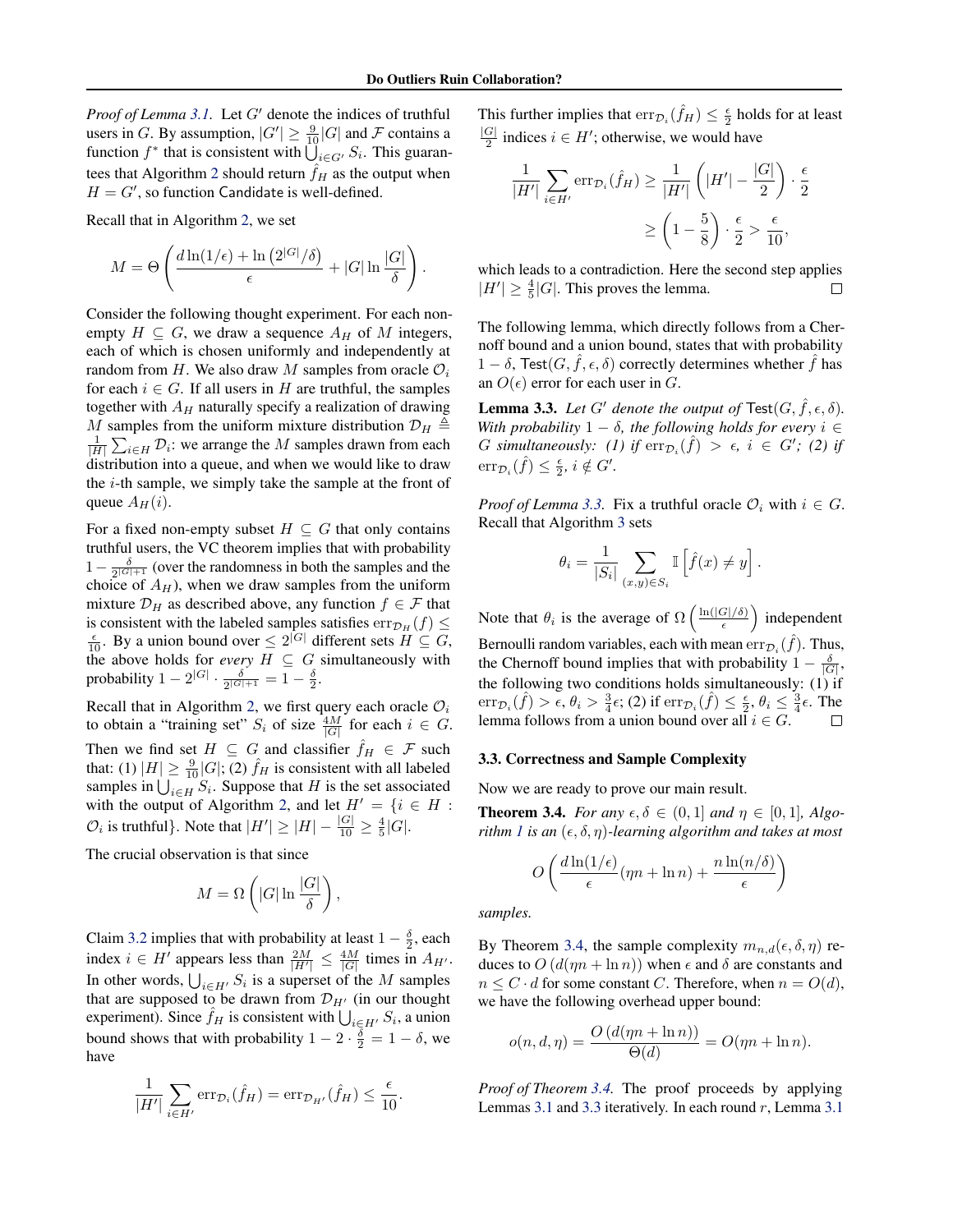*Proof of Lemma 3.1.* Let $G'$ denote the indices of truthful users in $G$. By assumption, $|G'| \ge \frac{9}{10}|G|$ and $\mathcal{F}$ contains a function $f^*$ that is consistent with $\bigcup_{i \in G'} S_i$. This guarantees that Algorithm 2 should return $\hat{f}_H$ as the output when $H = G'$, so function Candidate is well-defined.

Recall that in Algorithm 2, we set

$$M = \Theta\left(\frac{d\ln(1/\epsilon) + \ln\left(2^{|G|}/\delta\right)}{\epsilon} + |G|\ln\frac{|G|}{\delta}\right).$$

Consider the following thought experiment. For each non-empty $H \subseteq G$, we draw a sequence $A_H$ of $M$ integers, each of which is chosen uniformly and independently at random from $H$. We also draw $M$ samples from oracle $\mathcal{O}_i$ for each $i \in G$. If all users in $H$ are truthful, the samples together with $A_H$ naturally specify a realization of drawing $M$ samples from the uniform mixture distribution $\mathcal{D}_H \triangleq \frac{1}{|H|}\sum_{i \in H}\mathcal{D}_i$: we arrange the $M$ samples drawn from each distribution into a queue, and when we would like to draw the $i$-th sample, we simply take the sample at the front of queue $A_H(i)$.

For a fixed non-empty subset $H \subseteq G$ that only contains truthful users, the VC theorem implies that with probability $1 - \frac{\delta}{2^{|G|+1}}$ (over the randomness in both the samples and the choice of $A_H$), when we draw samples from the uniform mixture $\mathcal{D}_H$ as described above, any function $f \in \mathcal{F}$ that is consistent with the labeled samples satisfies $\mathrm{err}_{\mathcal{D}_H}(f) \le \frac{\epsilon}{10}$. By a union bound over $\le 2^{|G|}$ different sets $H \subseteq G$, the above holds for *every* $H \subseteq G$ simultaneously with probability $1 - 2^{|G|} \cdot \frac{\delta}{2^{|G|+1}} = 1 - \frac{\delta}{2}$.

Recall that in Algorithm 2, we first query each oracle $\mathcal{O}_i$ to obtain a "training set" $S_i$ of size $\frac{4M}{|G|}$ for each $i \in G$. Then we find set $H \subseteq G$ and classifier $\hat{f}_H \in \mathcal{F}$ such that: (1) $|H| \ge \frac{9}{10}|G|$; (2) $\hat{f}_H$ is consistent with all labeled samples in $\bigcup_{i \in H} S_i$. Suppose that $H$ is the set associated with the output of Algorithm 2, and let $H' = \{i \in H : \mathcal{O}_i \text{ is truthful}\}$. Note that $|H'| \ge |H| - \frac{|G|}{10} \ge \frac{4}{5}|G|$.

The crucial observation is that since

$$M = \Omega\left(|G|\ln\frac{|G|}{\delta}\right),$$

Claim 3.2 implies that with probability at least $1 - \frac{\delta}{2}$, each index $i \in H'$ appears less than $\frac{2M}{|H'|} \le \frac{4M}{|G|}$ times in $A_{H'}$. In other words, $\bigcup_{i \in H'} S_i$ is a superset of the $M$ samples that are supposed to be drawn from $\mathcal{D}_{H'}$ (in our thought experiment). Since $\hat{f}_H$ is consistent with $\bigcup_{i \in H'} S_i$, a union bound shows that with probability $1 - 2 \cdot \frac{\delta}{2} = 1 - \delta$, we have

$$\frac{1}{|H'|}\sum_{i \in H'}\mathrm{err}_{\mathcal{D}_i}(\hat{f}_H) = \mathrm{err}_{\mathcal{D}_{H'}}(\hat{f}_H) \le \frac{\epsilon}{10}.$$

This further implies that $\mathrm{err}_{\mathcal{D}_i}(\hat{f}_H) \le \frac{\epsilon}{2}$ holds for at least $\frac{|G|}{2}$ indices $i \in H'$; otherwise, we would have

$$\frac{1}{|H'|}\sum_{i \in H'}\mathrm{err}_{\mathcal{D}_i}(\hat{f}_H) \ge \frac{1}{|H'|}\left(|H'| - \frac{|G|}{2}\right) \cdot \frac{\epsilon}{2} \ge \left(1 - \frac{5}{8}\right) \cdot \frac{\epsilon}{2} > \frac{\epsilon}{10},$$

which leads to a contradiction. Here the second step applies $|H'| \ge \frac{4}{5}|G|$. This proves the lemma. ∎

The following lemma, which directly follows from a Chernoff bound and a union bound, states that with probability $1 - \delta$, $\mathsf{Test}(G, \hat{f}, \epsilon, \delta)$ correctly determines whether $\hat{f}$ has an $O(\epsilon)$ error for each user in $G$.

**Lemma 3.3.** *Let $G'$ denote the output of $\mathsf{Test}(G, \hat{f}, \epsilon, \delta)$. With probability $1 - \delta$, the following holds for every $i \in G$ simultaneously: (1) if $\mathrm{err}_{\mathcal{D}_i}(\hat{f}) > \epsilon$, $i \in G'$; (2) if $\mathrm{err}_{\mathcal{D}_i}(\hat{f}) \le \frac{\epsilon}{2}$, $i \notin G'$.*

*Proof of Lemma 3.3.* Fix a truthful oracle $\mathcal{O}_i$ with $i \in G$. Recall that Algorithm 3 sets

$$\theta_i = \frac{1}{|S_i|}\sum_{(x,y) \in S_i}\mathbb{I}\left[\hat{f}(x) \ne y\right].$$

Note that $\theta_i$ is the average of $\Omega\left(\frac{\ln(|G|/\delta)}{\epsilon}\right)$ independent Bernoulli random variables, each with mean $\mathrm{err}_{\mathcal{D}_i}(\hat{f})$. Thus, the Chernoff bound implies that with probability $1 - \frac{\delta}{|G|}$, the following two conditions holds simultaneously: (1) if $\mathrm{err}_{\mathcal{D}_i}(\hat{f}) > \epsilon$, $\theta_i > \frac{3}{4}\epsilon$; (2) if $\mathrm{err}_{\mathcal{D}_i}(\hat{f}) \le \frac{\epsilon}{2}$, $\theta_i \le \frac{3}{4}\epsilon$. The lemma follows from a union bound over all $i \in G$. ∎

### 3.3. Correctness and Sample Complexity

Now we are ready to prove our main result.

**Theorem 3.4.** *For any $\epsilon, \delta \in (0, 1]$ and $\eta \in [0, 1]$, Algorithm 1 is an $(\epsilon, \delta, \eta)$-learning algorithm and takes at most*

$$O\left(\frac{d\ln(1/\epsilon)}{\epsilon}(\eta n + \ln n) + \frac{n\ln(n/\delta)}{\epsilon}\right)$$

*samples.*

By Theorem 3.4, the sample complexity $m_{n,d}(\epsilon, \delta, \eta)$ reduces to $O\left(d(\eta n + \ln n)\right)$ when $\epsilon$ and $\delta$ are constants and $n \le C \cdot d$ for some constant $C$. Therefore, when $n = O(d)$, we have the following overhead upper bound:

$$o(n, d, \eta) = \frac{O\left(d(\eta n + \ln n)\right)}{\Theta(d)} = O(\eta n + \ln n).$$

*Proof of Theorem 3.4.* The proof proceeds by applying Lemmas 3.1 and 3.3 iteratively. In each round $r$, Lemma 3.1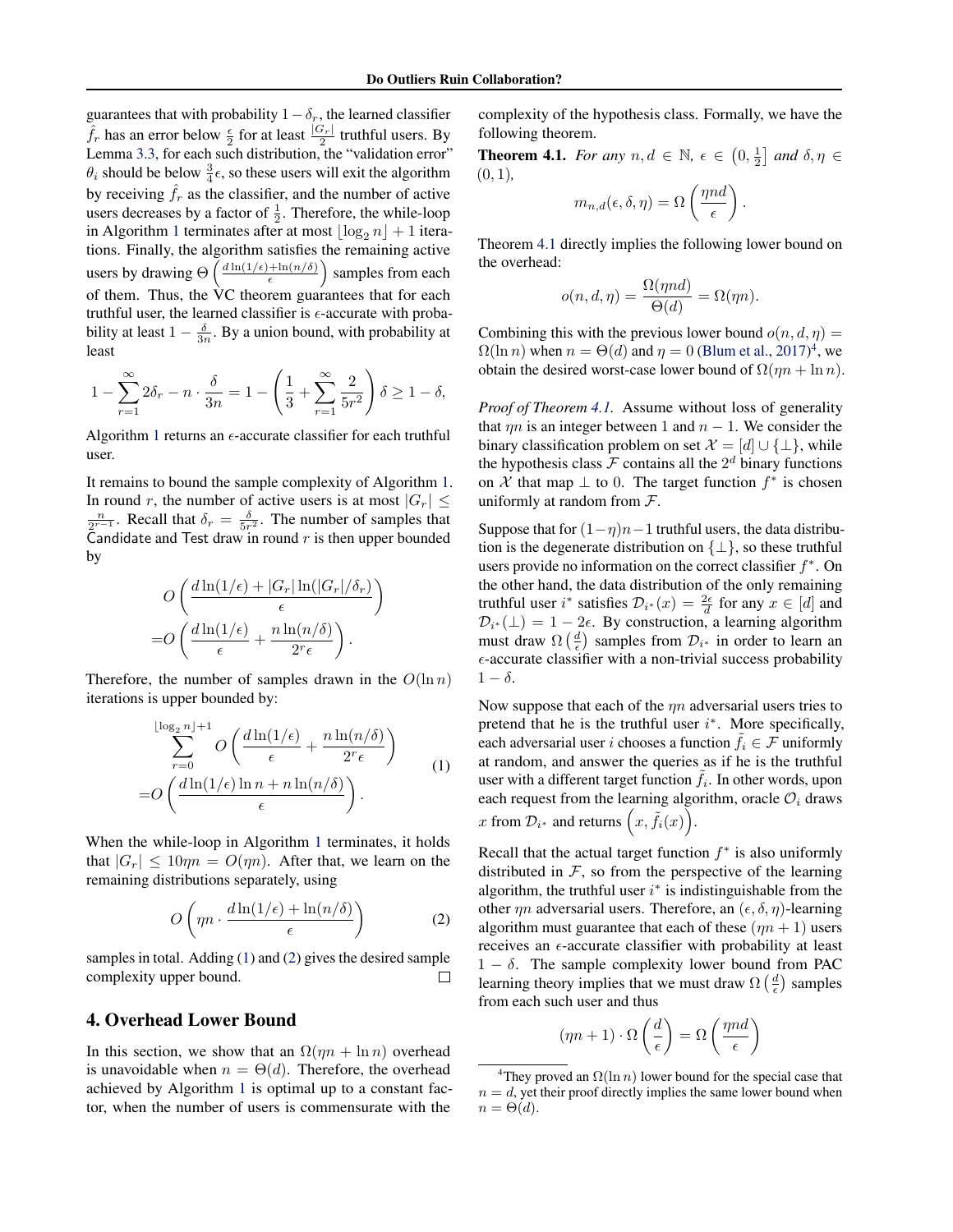guarantees that with probability $1-\delta_r$, the learned classifier $\hat{f}_r$ has an error below $\frac{\epsilon}{2}$ for at least $\frac{|G_r|}{2}$ truthful users. By Lemma 3.3, for each such distribution, the "validation error" $\theta_i$ should be below $\frac{3}{4}\epsilon$, so these users will exit the algorithm by receiving $\hat{f}_r$ as the classifier, and the number of active users decreases by a factor of $\frac{1}{2}$. Therefore, the while-loop in Algorithm 1 terminates after at most $\lfloor \log_2 n \rfloor + 1$ iterations. Finally, the algorithm satisfies the remaining active users by drawing $\Theta\left(\frac{d\ln(1/\epsilon)+\ln(n/\delta)}{\epsilon}\right)$ samples from each of them. Thus, the VC theorem guarantees that for each truthful user, the learned classifier is $\epsilon$-accurate with probability at least $1-\frac{\delta}{3n}$. By a union bound, with probability at least

$$1-\sum_{r=1}^{\infty}2\delta_r - n\cdot\frac{\delta}{3n} = 1-\left(\frac{1}{3}+\sum_{r=1}^{\infty}\frac{2}{5r^2}\right)\delta \ge 1-\delta,$$

Algorithm 1 returns an $\epsilon$-accurate classifier for each truthful user.

It remains to bound the sample complexity of Algorithm 1. In round $r$, the number of active users is at most $|G_r| \le \frac{n}{2^{r-1}}$. Recall that $\delta_r = \frac{\delta}{5r^2}$. The number of samples that Candidate and Test draw in round $r$ is then upper bounded by

$$\begin{aligned}&O\left(\frac{d\ln(1/\epsilon)+|G_r|\ln(|G_r|/\delta_r)}{\epsilon}\right)\\ =&O\left(\frac{d\ln(1/\epsilon)}{\epsilon}+\frac{n\ln(n/\delta)}{2^r\epsilon}\right).\end{aligned}$$

Therefore, the number of samples drawn in the $O(\ln n)$ iterations is upper bounded by:

$$\begin{aligned}&\sum_{r=0}^{\lfloor \log_2 n\rfloor+1} O\left(\frac{d\ln(1/\epsilon)}{\epsilon}+\frac{n\ln(n/\delta)}{2^r\epsilon}\right)\\ =&O\left(\frac{d\ln(1/\epsilon)\ln n + n\ln(n/\delta)}{\epsilon}\right).\end{aligned} \tag{1}$$

When the while-loop in Algorithm 1 terminates, it holds that $|G_r| \le 10\eta n = O(\eta n)$. After that, we learn on the remaining distributions separately, using

$$O\left(\eta n\cdot\frac{d\ln(1/\epsilon)+\ln(n/\delta)}{\epsilon}\right) \tag{2}$$

samples in total. Adding (1) and (2) gives the desired sample complexity upper bound. □

## 4. Overhead Lower Bound

In this section, we show that an $\Omega(\eta n + \ln n)$ overhead is unavoidable when $n=\Theta(d)$. Therefore, the overhead achieved by Algorithm 1 is optimal up to a constant factor, when the number of users is commensurate with the complexity of the hypothesis class. Formally, we have the following theorem.

**Theorem 4.1.** *For any $n, d \in \mathbb{N}$, $\epsilon \in \left(0, \frac{1}{2}\right]$ and $\delta, \eta \in (0,1)$,*

$$m_{n,d}(\epsilon,\delta,\eta) = \Omega\left(\frac{\eta n d}{\epsilon}\right).$$

Theorem 4.1 directly implies the following lower bound on the overhead:

$$o(n,d,\eta) = \frac{\Omega(\eta n d)}{\Theta(d)} = \Omega(\eta n).$$

Combining this with the previous lower bound $o(n,d,\eta) = \Omega(\ln n)$ when $n=\Theta(d)$ and $\eta = 0$ (Blum et al., 2017)[4], we obtain the desired worst-case lower bound of $\Omega(\eta n + \ln n)$.

*Proof of Theorem 4.1.* Assume without loss of generality that $\eta n$ is an integer between 1 and $n-1$. We consider the binary classification problem on set $\mathcal{X} = [d] \cup \{\perp\}$, while the hypothesis class $\mathcal{F}$ contains all the $2^d$ binary functions on $\mathcal{X}$ that map $\perp$ to 0. The target function $f^*$ is chosen uniformly at random from $\mathcal{F}$.

Suppose that for $(1-\eta)n-1$ truthful users, the data distribution is the degenerate distribution on $\{\perp\}$, so these truthful users provide no information on the correct classifier $f^*$. On the other hand, the data distribution of the only remaining truthful user $i^*$ satisfies $\mathcal{D}_{i^*}(x) = \frac{2\epsilon}{d}$ for any $x \in [d]$ and $\mathcal{D}_{i^*}(\perp) = 1-2\epsilon$. By construction, a learning algorithm must draw $\Omega\left(\frac{d}{\epsilon}\right)$ samples from $\mathcal{D}_{i^*}$ in order to learn an $\epsilon$-accurate classifier with a non-trivial success probability $1-\delta$.

Now suppose that each of the $\eta n$ adversarial users tries to pretend that he is the truthful user $i^*$. More specifically, each adversarial user $i$ chooses a function $\tilde{f}_i \in \mathcal{F}$ uniformly at random, and answer the queries as if he is the truthful user with a different target function $\tilde{f}_i$. In other words, upon each request from the learning algorithm, oracle $\mathcal{O}_i$ draws $x$ from $\mathcal{D}_{i^*}$ and returns $\left(x, \tilde{f}_i(x)\right)$.

Recall that the actual target function $f^*$ is also uniformly distributed in $\mathcal{F}$, so from the perspective of the learning algorithm, the truthful user $i^*$ is indistinguishable from the other $\eta n$ adversarial users. Therefore, an $(\epsilon,\delta,\eta)$-learning algorithm must guarantee that each of these $(\eta n + 1)$ users receives an $\epsilon$-accurate classifier with probability at least $1-\delta$. The sample complexity lower bound from PAC learning theory implies that we must draw $\Omega\left(\frac{d}{\epsilon}\right)$ samples from each such user and thus

$$(\eta n + 1)\cdot\Omega\left(\frac{d}{\epsilon}\right) = \Omega\left(\frac{\eta n d}{\epsilon}\right)$$

[4]They proved an $\Omega(\ln n)$ lower bound for the special case that $n = d$, yet their proof directly implies the same lower bound when $n = \Theta(d)$.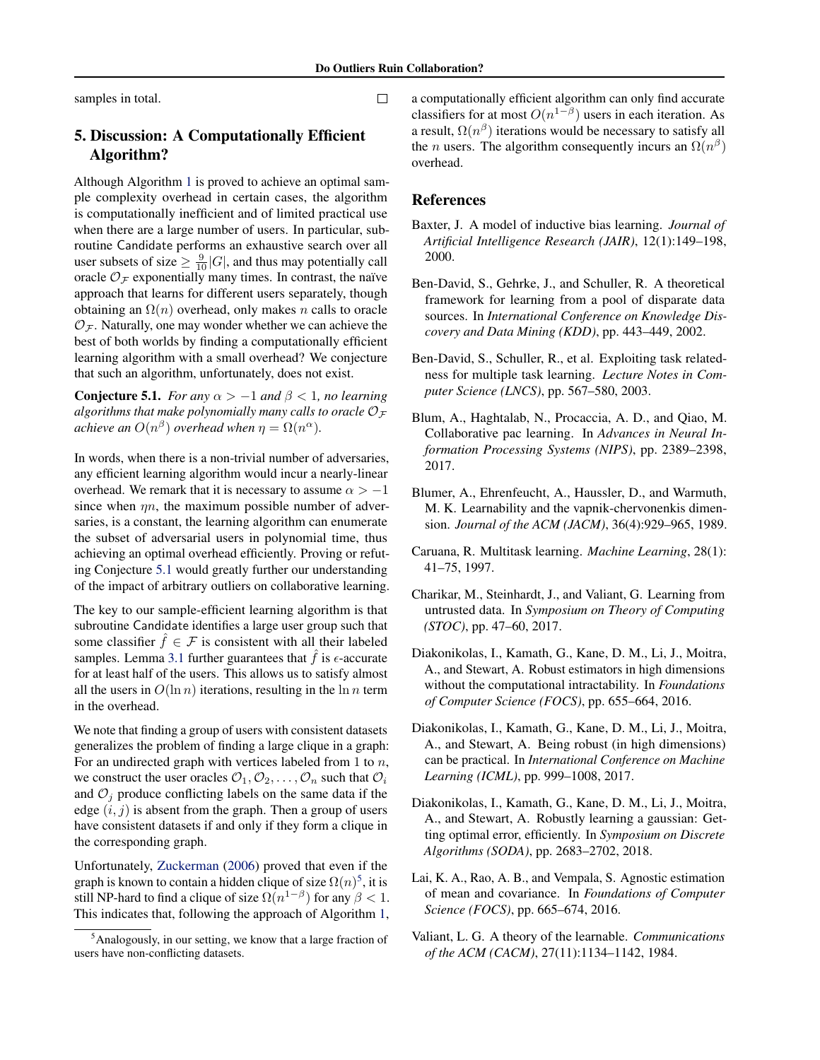samples in total. □

## 5. Discussion: A Computationally Efficient Algorithm?

Although Algorithm 1 is proved to achieve an optimal sample complexity overhead in certain cases, the algorithm is computationally inefficient and of limited practical use when there are a large number of users. In particular, subroutine Candidate performs an exhaustive search over all user subsets of size $\ge \frac{9}{10}|G|$, and thus may potentially call oracle $\mathcal{O}_{\mathcal{F}}$ exponentially many times. In contrast, the naïve approach that learns for different users separately, though obtaining an $\Omega(n)$ overhead, only makes $n$ calls to oracle $\mathcal{O}_{\mathcal{F}}$. Naturally, one may wonder whether we can achieve the best of both worlds by finding a computationally efficient learning algorithm with a small overhead? We conjecture that such an algorithm, unfortunately, does not exist.

**Conjecture 5.1.** *For any $\alpha > -1$ and $\beta < 1$, no learning algorithms that make polynomially many calls to oracle $\mathcal{O}_{\mathcal{F}}$ achieve an $O(n^{\beta})$ overhead when $\eta = \Omega(n^{\alpha})$.*

In words, when there is a non-trivial number of adversaries, any efficient learning algorithm would incur a nearly-linear overhead. We remark that it is necessary to assume $\alpha > -1$ since when $\eta n$, the maximum possible number of adversaries, is a constant, the learning algorithm can enumerate the subset of adversarial users in polynomial time, thus achieving an optimal overhead efficiently. Proving or refuting Conjecture 5.1 would greatly further our understanding of the impact of arbitrary outliers on collaborative learning.

The key to our sample-efficient learning algorithm is that subroutine Candidate identifies a large user group such that some classifier $\hat{f} \in \mathcal{F}$ is consistent with all their labeled samples. Lemma 3.1 further guarantees that $\hat{f}$ is $\epsilon$-accurate for at least half of the users. This allows us to satisfy almost all the users in $O(\ln n)$ iterations, resulting in the $\ln n$ term in the overhead.

We note that finding a group of users with consistent datasets generalizes the problem of finding a large clique in a graph: For an undirected graph with vertices labeled from 1 to $n$, we construct the user oracles $\mathcal{O}_1, \mathcal{O}_2, \ldots, \mathcal{O}_n$ such that $\mathcal{O}_i$ and $\mathcal{O}_j$ produce conflicting labels on the same data if the edge $(i, j)$ is absent from the graph. Then a group of users have consistent datasets if and only if they form a clique in the corresponding graph.

Unfortunately, Zuckerman (2006) proved that even if the graph is known to contain a hidden clique of size $\Omega(n)$[5], it is still NP-hard to find a clique of size $\Omega(n^{1-\beta})$ for any $\beta < 1$. This indicates that, following the approach of Algorithm 1, a computationally efficient algorithm can only find accurate classifiers for at most $O(n^{1-\beta})$ users in each iteration. As a result, $\Omega(n^{\beta})$ iterations would be necessary to satisfy all the $n$ users. The algorithm consequently incurs an $\Omega(n^{\beta})$ overhead.

[5] Analogously, in our setting, we know that a large fraction of users have non-conflicting datasets.

## References

Baxter, J. A model of inductive bias learning. *Journal of Artificial Intelligence Research (JAIR)*, 12(1):149–198, 2000.

Ben-David, S., Gehrke, J., and Schuller, R. A theoretical framework for learning from a pool of disparate data sources. In *International Conference on Knowledge Discovery and Data Mining (KDD)*, pp. 443–449, 2002.

Ben-David, S., Schuller, R., et al. Exploiting task relatedness for multiple task learning. *Lecture Notes in Computer Science (LNCS)*, pp. 567–580, 2003.

Blum, A., Haghtalab, N., Procaccia, A. D., and Qiao, M. Collaborative pac learning. In *Advances in Neural Information Processing Systems (NIPS)*, pp. 2389–2398, 2017.

Blumer, A., Ehrenfeucht, A., Haussler, D., and Warmuth, M. K. Learnability and the vapnik-chervonenkis dimension. *Journal of the ACM (JACM)*, 36(4):929–965, 1989.

Caruana, R. Multitask learning. *Machine Learning*, 28(1): 41–75, 1997.

Charikar, M., Steinhardt, J., and Valiant, G. Learning from untrusted data. In *Symposium on Theory of Computing (STOC)*, pp. 47–60, 2017.

Diakonikolas, I., Kamath, G., Kane, D. M., Li, J., Moitra, A., and Stewart, A. Robust estimators in high dimensions without the computational intractability. In *Foundations of Computer Science (FOCS)*, pp. 655–664, 2016.

Diakonikolas, I., Kamath, G., Kane, D. M., Li, J., Moitra, A., and Stewart, A. Being robust (in high dimensions) can be practical. In *International Conference on Machine Learning (ICML)*, pp. 999–1008, 2017.

Diakonikolas, I., Kamath, G., Kane, D. M., Li, J., Moitra, A., and Stewart, A. Robustly learning a gaussian: Getting optimal error, efficiently. In *Symposium on Discrete Algorithms (SODA)*, pp. 2683–2702, 2018.

Lai, K. A., Rao, A. B., and Vempala, S. Agnostic estimation of mean and covariance. In *Foundations of Computer Science (FOCS)*, pp. 665–674, 2016.

Valiant, L. G. A theory of the learnable. *Communications of the ACM (CACM)*, 27(11):1134–1142, 1984.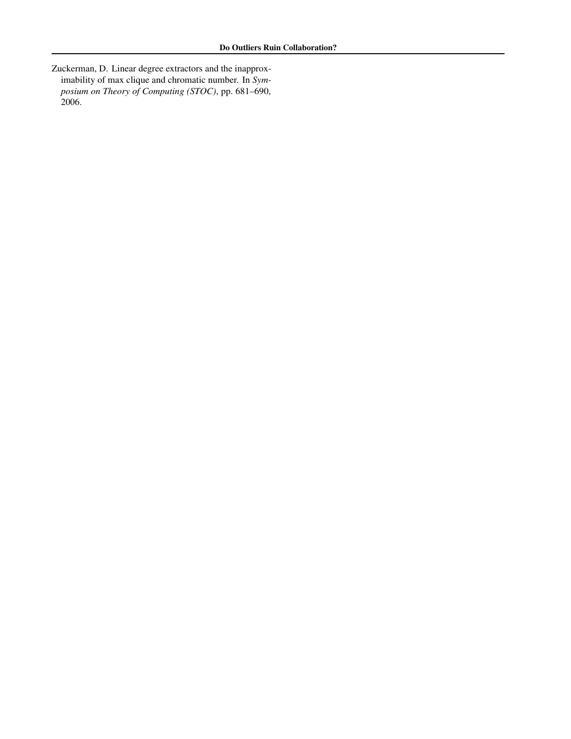Zuckerman, D. Linear degree extractors and the inapproximability of max clique and chromatic number. In *Symposium on Theory of Computing (STOC)*, pp. 681–690, 2006.